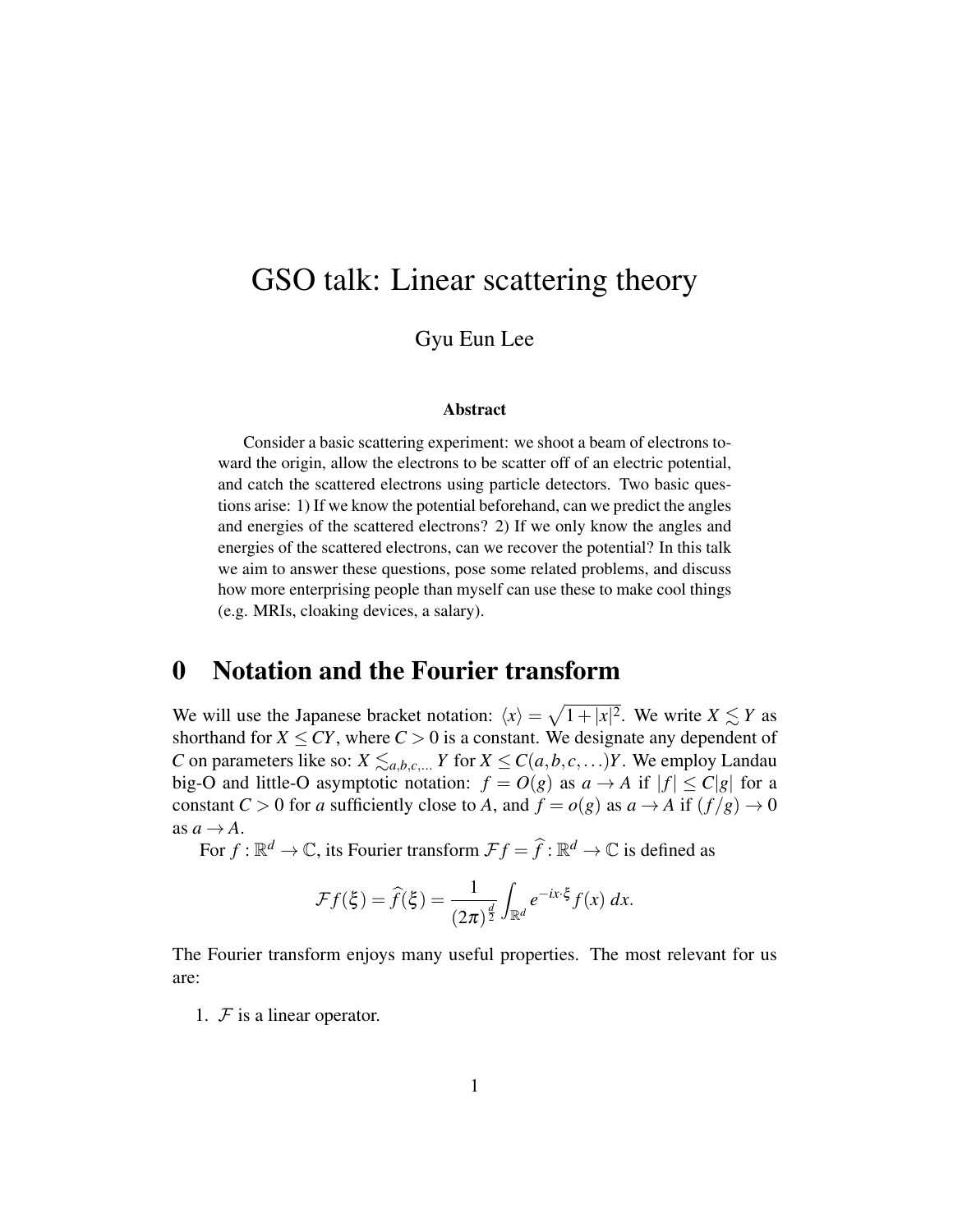# GSO talk: Linear scattering theory

Gyu Eun Lee

**Abstract**

Consider a basic scattering experiment: we shoot a beam of electrons toward the origin, allow the electrons to be scatter off of an electric potential, and catch the scattered electrons using particle detectors. Two basic questions arise: 1) If we know the potential beforehand, can we predict the angles and energies of the scattered electrons? 2) If we only know the angles and energies of the scattered electrons, can we recover the potential? In this talk we aim to answer these questions, pose some related problems, and discuss how more enterprising people than myself can use these to make cool things (e.g. MRIs, cloaking devices, a salary).

## 0 Notation and the Fourier transform

We will use the Japanese bracket notation: $\langle x \rangle = \sqrt{1+|x|^2}$. We write $X \lesssim Y$ as shorthand for $X \leq CY$, where $C > 0$ is a constant. We designate any dependent of $C$ on parameters like so: $X \lesssim_{a,b,c,\ldots} Y$ for $X \leq C(a,b,c,\ldots)Y$. We employ Landau big-O and little-O asymptotic notation: $f = O(g)$ as $a \to A$ if $|f| \leq C|g|$ for a constant $C > 0$ for $a$ sufficiently close to $A$, and $f = o(g)$ as $a \to A$ if $(f/g) \to 0$ as $a \to A$.

For $f : \mathbb{R}^d \to \mathbb{C}$, its Fourier transform $\mathcal{F}f = \widehat{f} : \mathbb{R}^d \to \mathbb{C}$ is defined as

$$\mathcal{F}f(\xi) = \widehat{f}(\xi) = \frac{1}{(2\pi)^{\frac{d}{2}}} \int_{\mathbb{R}^d} e^{-ix\cdot\xi} f(x)\, dx.$$

The Fourier transform enjoys many useful properties. The most relevant for us are:

1. $\mathcal{F}$ is a linear operator.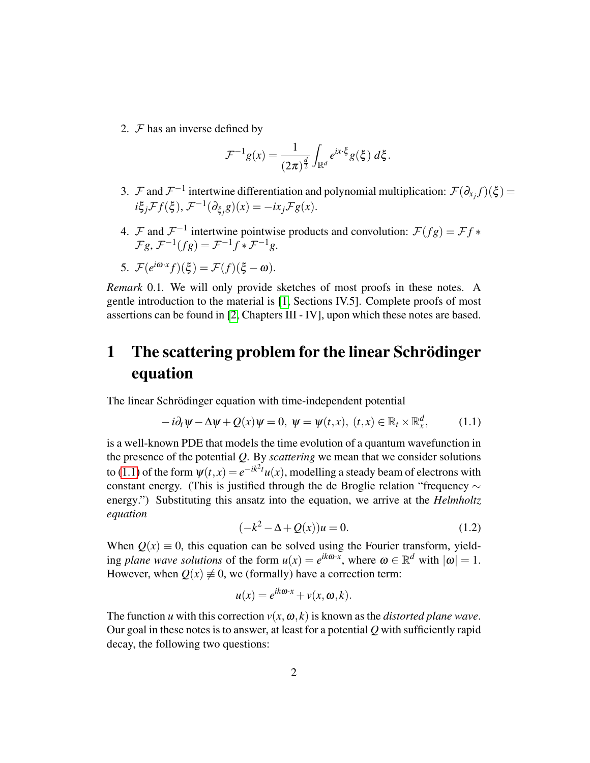2. $\mathcal{F}$ has an inverse defined by

$$\mathcal{F}^{-1}g(x) = \frac{1}{(2\pi)^{\frac{d}{2}}} \int_{\mathbb{R}^d} e^{ix\cdot\xi} g(\xi)\, d\xi.$$

3. $\mathcal{F}$ and $\mathcal{F}^{-1}$ intertwine differentiation and polynomial multiplication: $\mathcal{F}(\partial_{x_j} f)(\xi) = i\xi_j \mathcal{F}f(\xi)$, $\mathcal{F}^{-1}(\partial_{\xi_j} g)(x) = -ix_j \mathcal{F}g(x)$.

4. $\mathcal{F}$ and $\mathcal{F}^{-1}$ intertwine pointwise products and convolution: $\mathcal{F}(fg) = \mathcal{F}f * \mathcal{F}g$, $\mathcal{F}^{-1}(fg) = \mathcal{F}^{-1}f * \mathcal{F}^{-1}g$.

5. $\mathcal{F}(e^{i\omega\cdot x} f)(\xi) = \mathcal{F}(f)(\xi - \omega)$.

*Remark* 0.1. We will only provide sketches of most proofs in these notes. A gentle introduction to the material is [1, Sections IV.5]. Complete proofs of most assertions can be found in [2, Chapters III - IV], upon which these notes are based.

# 1 The scattering problem for the linear Schrödinger equation

The linear Schrödinger equation with time-independent potential

$$-i\partial_t \psi - \Delta\psi + Q(x)\psi = 0,\ \psi = \psi(t,x),\ (t,x) \in \mathbb{R}_t \times \mathbb{R}_x^d, \tag{1.1}$$

is a well-known PDE that models the time evolution of a quantum wavefunction in the presence of the potential $Q$. By *scattering* we mean that we consider solutions to (1.1) of the form $\psi(t,x) = e^{-ik^2 t}u(x)$, modelling a steady beam of electrons with constant energy. (This is justified through the de Broglie relation "frequency $\sim$ energy.") Substituting this ansatz into the equation, we arrive at the *Helmholtz equation*

$$(-k^2 - \Delta + Q(x))u = 0. \tag{1.2}$$

When $Q(x) \equiv 0$, this equation can be solved using the Fourier transform, yielding *plane wave solutions* of the form $u(x) = e^{ik\omega\cdot x}$, where $\omega \in \mathbb{R}^d$ with $|\omega| = 1$. However, when $Q(x) \not\equiv 0$, we (formally) have a correction term:

$$u(x) = e^{ik\omega\cdot x} + v(x,\omega,k).$$

The function $u$ with this correction $v(x,\omega,k)$ is known as the *distorted plane wave*. Our goal in these notes is to answer, at least for a potential $Q$ with sufficiently rapid decay, the following two questions: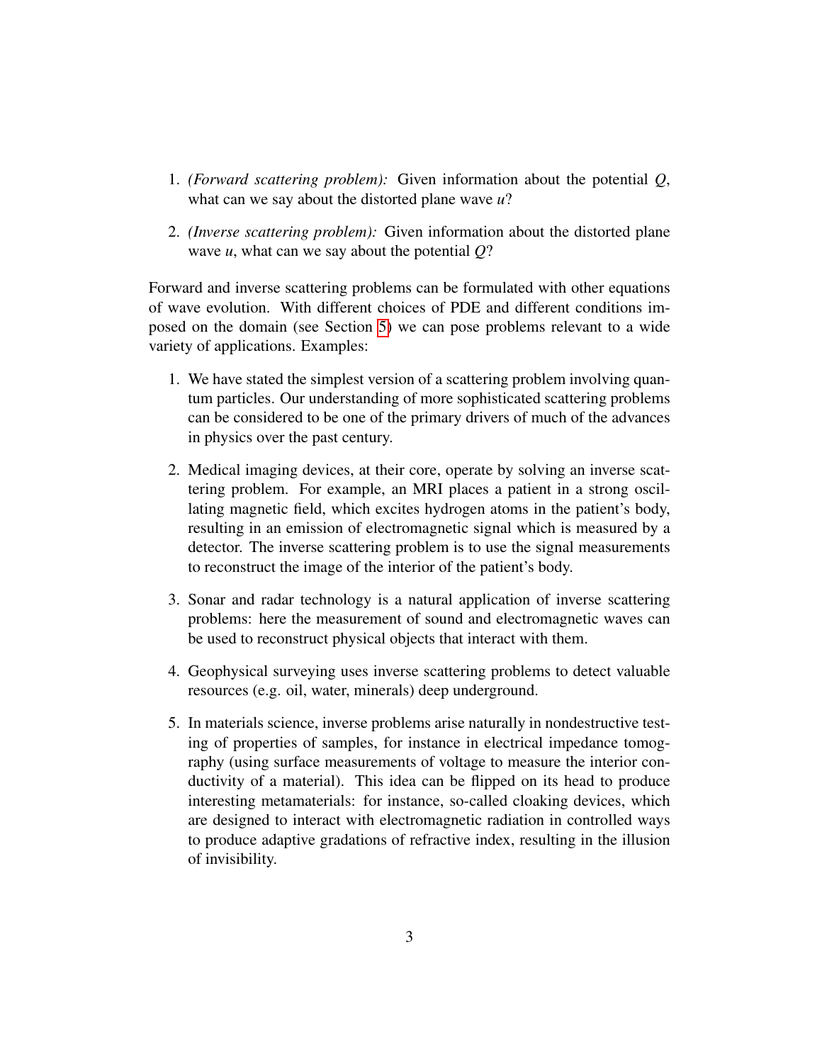1. *(Forward scattering problem):* Given information about the potential $Q$, what can we say about the distorted plane wave $u$?
2. *(Inverse scattering problem):* Given information about the distorted plane wave $u$, what can we say about the potential $Q$?

Forward and inverse scattering problems can be formulated with other equations of wave evolution. With different choices of PDE and different conditions imposed on the domain (see Section 5) we can pose problems relevant to a wide variety of applications. Examples:

1. We have stated the simplest version of a scattering problem involving quantum particles. Our understanding of more sophisticated scattering problems can be considered to be one of the primary drivers of much of the advances in physics over the past century.
2. Medical imaging devices, at their core, operate by solving an inverse scattering problem. For example, an MRI places a patient in a strong oscillating magnetic field, which excites hydrogen atoms in the patient's body, resulting in an emission of electromagnetic signal which is measured by a detector. The inverse scattering problem is to use the signal measurements to reconstruct the image of the interior of the patient's body.
3. Sonar and radar technology is a natural application of inverse scattering problems: here the measurement of sound and electromagnetic waves can be used to reconstruct physical objects that interact with them.
4. Geophysical surveying uses inverse scattering problems to detect valuable resources (e.g. oil, water, minerals) deep underground.
5. In materials science, inverse problems arise naturally in nondestructive testing of properties of samples, for instance in electrical impedance tomography (using surface measurements of voltage to measure the interior conductivity of a material). This idea can be flipped on its head to produce interesting metamaterials: for instance, so-called cloaking devices, which are designed to interact with electromagnetic radiation in controlled ways to produce adaptive gradations of refractive index, resulting in the illusion of invisibility.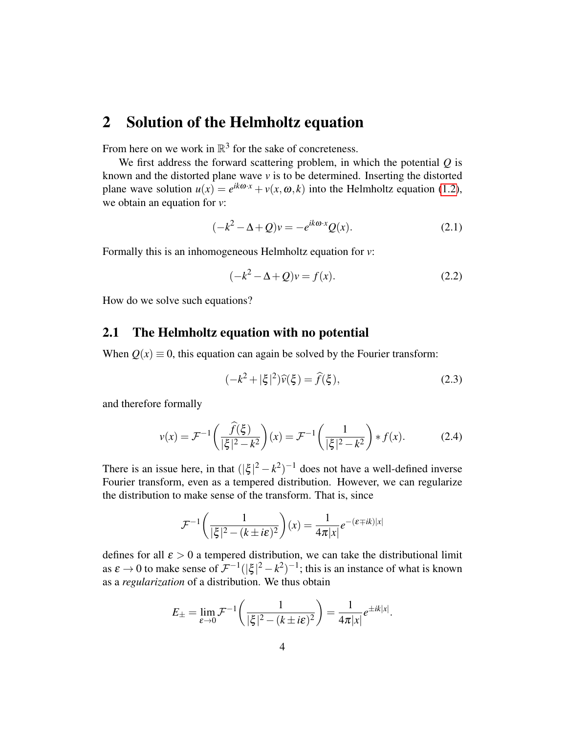# 2 Solution of the Helmholtz equation

From here on we work in $\mathbb{R}^3$ for the sake of concreteness.

We first address the forward scattering problem, in which the potential $Q$ is known and the distorted plane wave $v$ is to be determined. Inserting the distorted plane wave solution $u(x) = e^{ik\omega\cdot x} + v(x,\omega,k)$ into the Helmholtz equation (1.2), we obtain an equation for $v$:

$$(-k^2 - \Delta + Q)v = -e^{ik\omega\cdot x}Q(x). \tag{2.1}$$

Formally this is an inhomogeneous Helmholtz equation for $v$:

$$(-k^2 - \Delta + Q)v = f(x). \tag{2.2}$$

How do we solve such equations?

## 2.1 The Helmholtz equation with no potential

When $Q(x) \equiv 0$, this equation can again be solved by the Fourier transform:

$$(-k^2 + |\xi|^2)\widehat{v}(\xi) = \widehat{f}(\xi), \tag{2.3}$$

and therefore formally

$$v(x) = \mathcal{F}^{-1}\left(\frac{\widehat{f}(\xi)}{|\xi|^2 - k^2}\right)(x) = \mathcal{F}^{-1}\left(\frac{1}{|\xi|^2 - k^2}\right) * f(x). \tag{2.4}$$

There is an issue here, in that $(|\xi|^2 - k^2)^{-1}$ does not have a well-defined inverse Fourier transform, even as a tempered distribution. However, we can regularize the distribution to make sense of the transform. That is, since

$$\mathcal{F}^{-1}\left(\frac{1}{|\xi|^2 - (k \pm i\varepsilon)^2}\right)(x) = \frac{1}{4\pi|x|}e^{-(\varepsilon \mp ik)|x|}$$

defines for all $\varepsilon > 0$ a tempered distribution, we can take the distributional limit as $\varepsilon \to 0$ to make sense of $\mathcal{F}^{-1}(|\xi|^2 - k^2)^{-1}$; this is an instance of what is known as a *regularization* of a distribution. We thus obtain

$$E_{\pm} = \lim_{\varepsilon \to 0} \mathcal{F}^{-1}\left(\frac{1}{|\xi|^2 - (k \pm i\varepsilon)^2}\right) = \frac{1}{4\pi|x|}e^{\pm ik|x|}.$$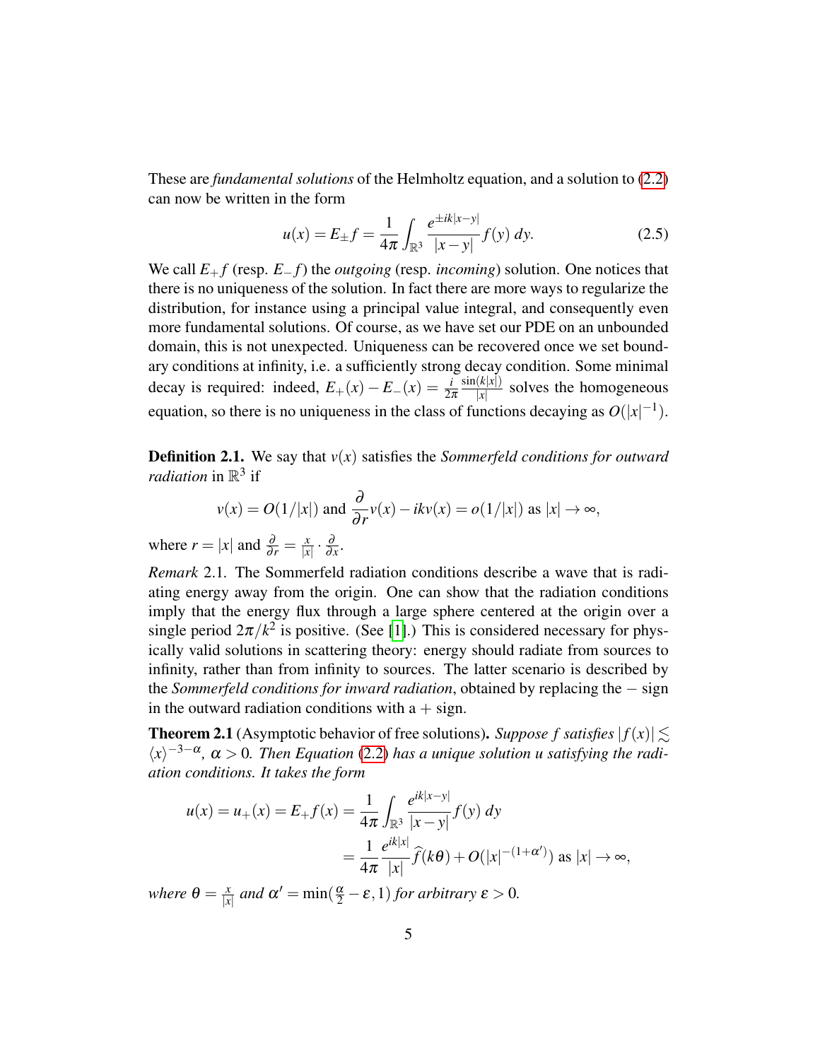These are *fundamental solutions* of the Helmholtz equation, and a solution to (2.2) can now be written in the form

$$u(x) = E_{\pm} f = \frac{1}{4\pi} \int_{\mathbb{R}^3} \frac{e^{\pm ik|x-y|}}{|x-y|} f(y)\, dy. \tag{2.5}$$

We call $E_+ f$ (resp. $E_- f$) the *outgoing* (resp. *incoming*) solution. One notices that there is no uniqueness of the solution. In fact there are more ways to regularize the distribution, for instance using a principal value integral, and consequently even more fundamental solutions. Of course, as we have set our PDE on an unbounded domain, this is not unexpected. Uniqueness can be recovered once we set boundary conditions at infinity, i.e. a sufficiently strong decay condition. Some minimal decay is required: indeed, $E_+(x) - E_-(x) = \frac{i}{2\pi} \frac{\sin(k|x|)}{|x|}$ solves the homogeneous equation, so there is no uniqueness in the class of functions decaying as $O(|x|^{-1})$.

**Definition 2.1.** We say that $v(x)$ satisfies the *Sommerfeld conditions for outward radiation* in $\mathbb{R}^3$ if

$$v(x) = O(1/|x|) \text{ and } \frac{\partial}{\partial r} v(x) - ikv(x) = o(1/|x|) \text{ as } |x| \to \infty,$$

where $r = |x|$ and $\frac{\partial}{\partial r} = \frac{x}{|x|} \cdot \frac{\partial}{\partial x}$.

*Remark* 2.1. The Sommerfeld radiation conditions describe a wave that is radiating energy away from the origin. One can show that the radiation conditions imply that the energy flux through a large sphere centered at the origin over a single period $2\pi/k^2$ is positive. (See [1].) This is considered necessary for physically valid solutions in scattering theory: energy should radiate from sources to infinity, rather than from infinity to sources. The latter scenario is described by the *Sommerfeld conditions for inward radiation*, obtained by replacing the $-$ sign in the outward radiation conditions with a $+$ sign.

**Theorem 2.1** (Asymptotic behavior of free solutions)**.** *Suppose $f$ satisfies $|f(x)| \lesssim \langle x \rangle^{-3-\alpha}$, $\alpha > 0$. Then Equation (2.2) has a unique solution $u$ satisfying the radiation conditions. It takes the form*

$$\begin{aligned} u(x) = u_+(x) = E_+ f(x) &= \frac{1}{4\pi} \int_{\mathbb{R}^3} \frac{e^{ik|x-y|}}{|x-y|} f(y)\, dy \\ &= \frac{1}{4\pi} \frac{e^{ik|x|}}{|x|} \widehat{f}(k\theta) + O(|x|^{-(1+\alpha')}) \text{ as } |x| \to \infty, \end{aligned}$$

*where $\theta = \frac{x}{|x|}$ and $\alpha' = \min(\frac{\alpha}{2} - \varepsilon, 1)$ for arbitrary $\varepsilon > 0$.*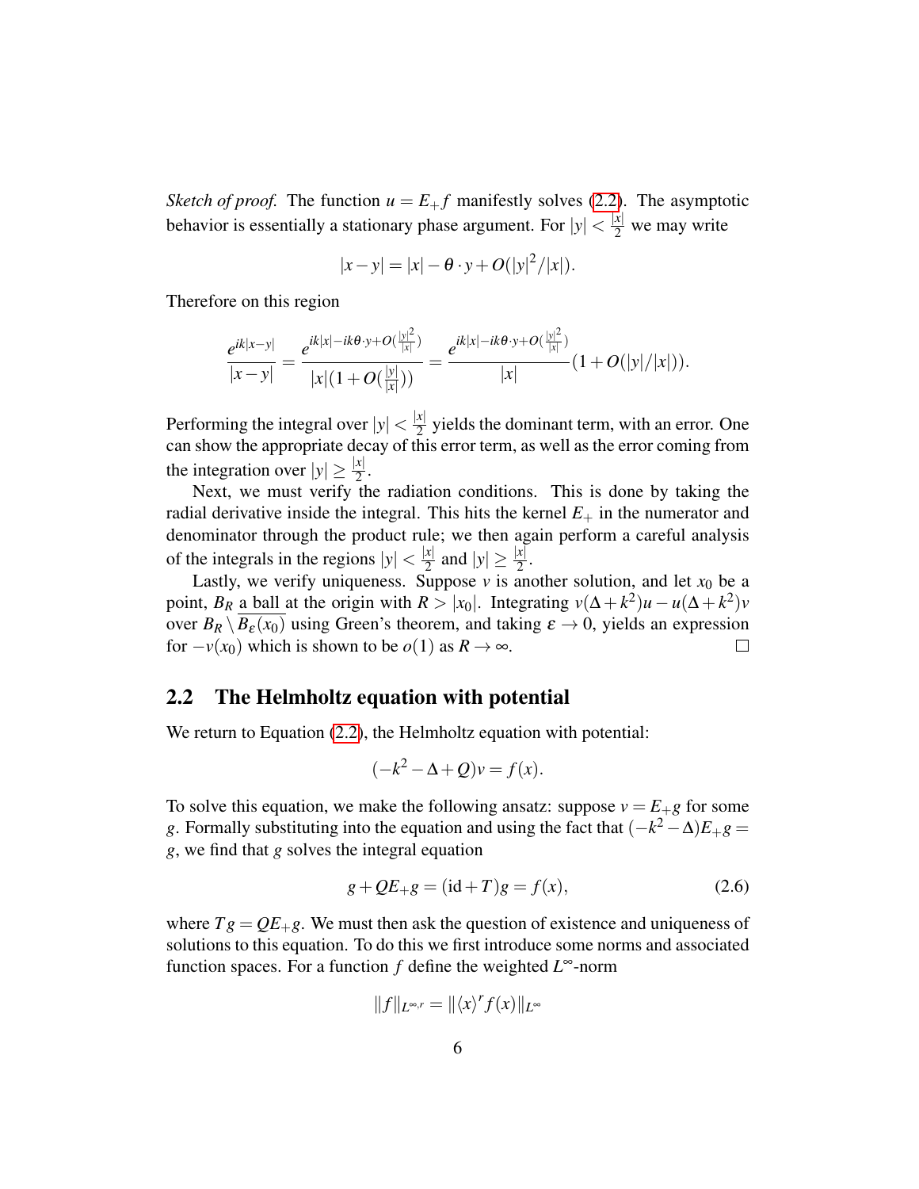*Sketch of proof.* The function $u = E_+ f$ manifestly solves (2.2). The asymptotic behavior is essentially a stationary phase argument. For $|y| < \frac{|x|}{2}$ we may write

$$|x - y| = |x| - \theta \cdot y + O(|y|^2/|x|).$$

Therefore on this region

$$\frac{e^{ik|x-y|}}{|x-y|} = \frac{e^{ik|x| - ik\theta\cdot y + O(\frac{|y|^2}{|x|})}}{|x|(1 + O(\frac{|y|}{|x|}))} = \frac{e^{ik|x| - ik\theta\cdot y + O(\frac{|y|^2}{|x|})}}{|x|}(1 + O(|y|/|x|)).$$

Performing the integral over $|y| < \frac{|x|}{2}$ yields the dominant term, with an error. One can show the appropriate decay of this error term, as well as the error coming from the integration over $|y| \geq \frac{|x|}{2}$.

Next, we must verify the radiation conditions. This is done by taking the radial derivative inside the integral. This hits the kernel $E_+$ in the numerator and denominator through the product rule; we then again perform a careful analysis of the integrals in the regions $|y| < \frac{|x|}{2}$ and $|y| \geq \frac{|x|}{2}$.

Lastly, we verify uniqueness. Suppose $v$ is another solution, and let $x_0$ be a point, $B_R$ a ball at the origin with $R > |x_0|$. Integrating $v(\Delta + k^2)u - u(\Delta + k^2)v$ over $B_R \setminus \overline{B_\varepsilon(x_0)}$ using Green's theorem, and taking $\varepsilon \to 0$, yields an expression for $-v(x_0)$ which is shown to be $o(1)$ as $R \to \infty$. ☐

## 2.2 The Helmholtz equation with potential

We return to Equation (2.2), the Helmholtz equation with potential:

$$(-k^2 - \Delta + Q)v = f(x).$$

To solve this equation, we make the following ansatz: suppose $v = E_+ g$ for some $g$. Formally substituting into the equation and using the fact that $(-k^2 - \Delta)E_+ g = g$, we find that $g$ solves the integral equation

$$g + QE_+ g = (\mathrm{id} + T)g = f(x), \tag{2.6}$$

where $Tg = QE_+ g$. We must then ask the question of existence and uniqueness of solutions to this equation. To do this we first introduce some norms and associated function spaces. For a function $f$ define the weighted $L^\infty$-norm

$$\|f\|_{L^{\infty,r}} = \|\langle x \rangle^r f(x)\|_{L^\infty}$$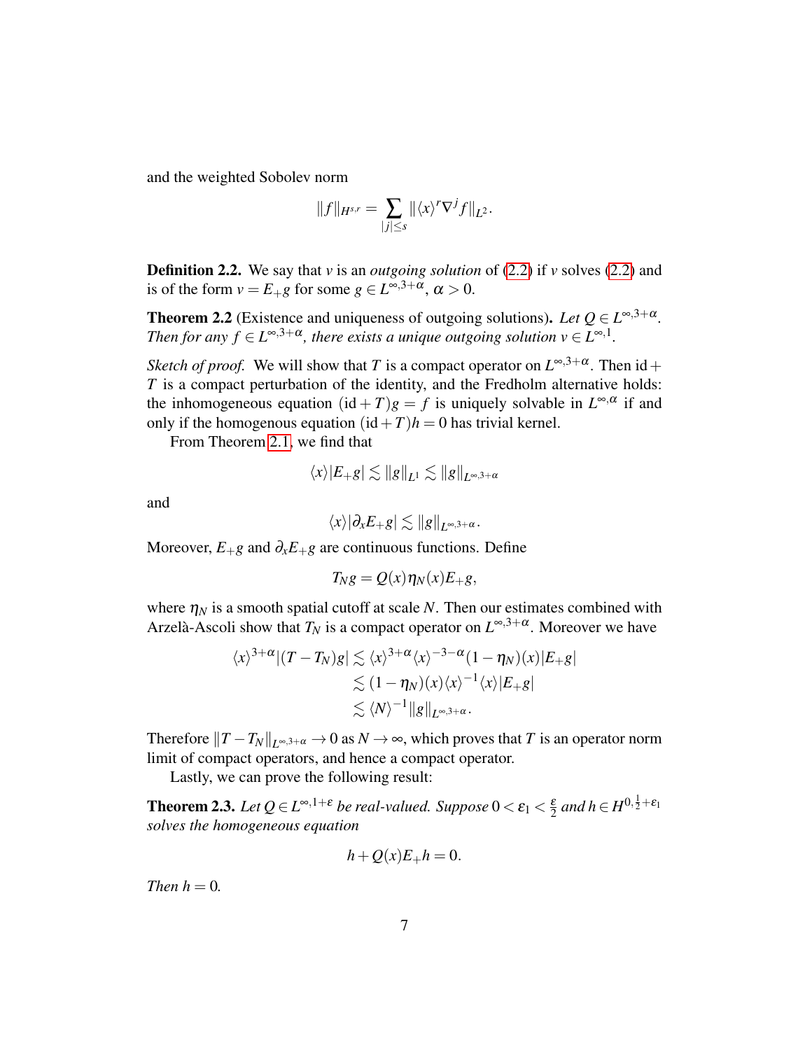and the weighted Sobolev norm

$$\|f\|_{H^{s,r}} = \sum_{|j|\leq s} \|\langle x\rangle^r \nabla^j f\|_{L^2}.$$

**Definition 2.2.** We say that $v$ is an *outgoing solution* of (2.2) if $v$ solves (2.2) and is of the form $v = E_+ g$ for some $g \in L^{\infty,3+\alpha}$, $\alpha > 0$.

**Theorem 2.2** (Existence and uniqueness of outgoing solutions)**.** *Let $Q \in L^{\infty,3+\alpha}$. Then for any $f \in L^{\infty,3+\alpha}$, there exists a unique outgoing solution $v \in L^{\infty,1}$.*

*Sketch of proof.* We will show that $T$ is a compact operator on $L^{\infty,3+\alpha}$. Then $\mathrm{id} + T$ is a compact perturbation of the identity, and the Fredholm alternative holds: the inhomogeneous equation $(\mathrm{id}+T)g = f$ is uniquely solvable in $L^{\infty,\alpha}$ if and only if the homogenous equation $(\mathrm{id}+T)h = 0$ has trivial kernel.

From Theorem 2.1, we find that

$$\langle x\rangle |E_+ g| \lesssim \|g\|_{L^1} \lesssim \|g\|_{L^{\infty,3+\alpha}}$$

and

$$\langle x\rangle |\partial_x E_+ g| \lesssim \|g\|_{L^{\infty,3+\alpha}}.$$

Moreover, $E_+ g$ and $\partial_x E_+ g$ are continuous functions. Define

$$T_N g = Q(x)\eta_N(x) E_+ g,$$

where $\eta_N$ is a smooth spatial cutoff at scale $N$. Then our estimates combined with Arzelà-Ascoli show that $T_N$ is a compact operator on $L^{\infty,3+\alpha}$. Moreover we have

$$\begin{aligned}
\langle x\rangle^{3+\alpha} |(T - T_N)g| &\lesssim \langle x\rangle^{3+\alpha} \langle x\rangle^{-3-\alpha} (1-\eta_N)(x) |E_+ g| \\
&\lesssim (1-\eta_N)(x) \langle x\rangle^{-1} \langle x\rangle |E_+ g| \\
&\lesssim \langle N\rangle^{-1} \|g\|_{L^{\infty,3+\alpha}}.
\end{aligned}$$

Therefore $\|T - T_N\|_{L^{\infty,3+\alpha}} \to 0$ as $N \to \infty$, which proves that $T$ is an operator norm limit of compact operators, and hence a compact operator.

Lastly, we can prove the following result:

**Theorem 2.3.** *Let $Q \in L^{\infty,1+\varepsilon}$ be real-valued. Suppose $0 < \varepsilon_1 < \frac{\varepsilon}{2}$ and $h \in H^{0,\frac{1}{2}+\varepsilon_1}$ solves the homogeneous equation*

$$h + Q(x) E_+ h = 0.$$

*Then $h = 0$.*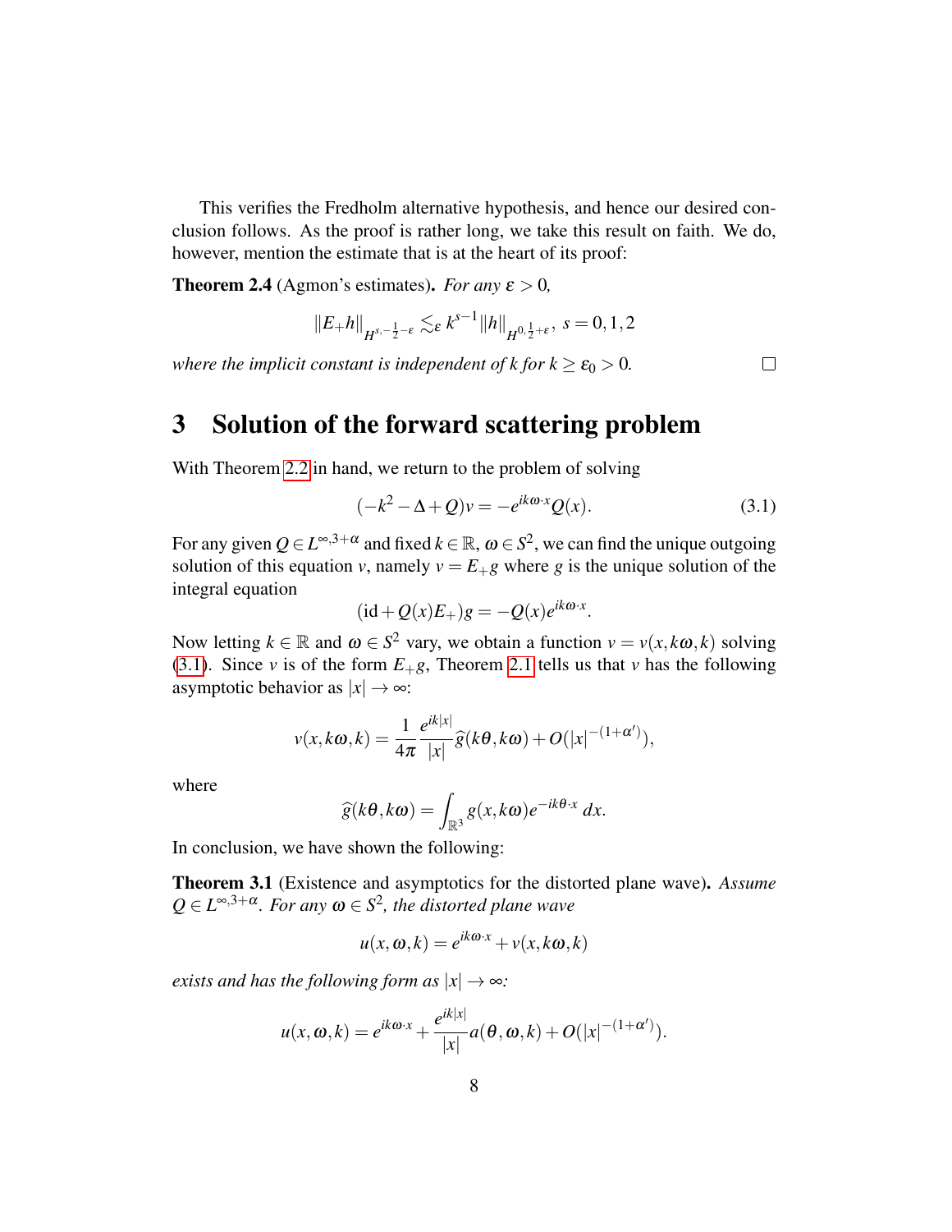This verifies the Fredholm alternative hypothesis, and hence our desired conclusion follows. As the proof is rather long, we take this result on faith. We do, however, mention the estimate that is at the heart of its proof:

**Theorem 2.4** (Agmon's estimates)**.** *For any $\varepsilon > 0$,*

$$\|E_+ h\|_{H^{s,-\frac{1}{2}-\varepsilon}} \lesssim_\varepsilon k^{s-1} \|h\|_{H^{0,\frac{1}{2}+\varepsilon}},\ s = 0, 1, 2$$

*where the implicit constant is independent of $k$ for $k \geq \varepsilon_0 > 0$.* □

# 3 Solution of the forward scattering problem

With Theorem 2.2 in hand, we return to the problem of solving

$$(-k^2 - \Delta + Q)v = -e^{ik\omega\cdot x}Q(x). \tag{3.1}$$

For any given $Q \in L^{\infty,3+\alpha}$ and fixed $k \in \mathbb{R}$, $\omega \in S^2$, we can find the unique outgoing solution of this equation $v$, namely $v = E_+ g$ where $g$ is the unique solution of the integral equation

$$(\mathrm{id} + Q(x)E_+)g = -Q(x)e^{ik\omega\cdot x}.$$

Now letting $k \in \mathbb{R}$ and $\omega \in S^2$ vary, we obtain a function $v = v(x, k\omega, k)$ solving (3.1). Since $v$ is of the form $E_+ g$, Theorem 2.1 tells us that $v$ has the following asymptotic behavior as $|x| \to \infty$:

$$v(x, k\omega, k) = \frac{1}{4\pi}\frac{e^{ik|x|}}{|x|}\widehat{g}(k\theta, k\omega) + O(|x|^{-(1+\alpha')}),$$

where

$$\widehat{g}(k\theta, k\omega) = \int_{\mathbb{R}^3} g(x, k\omega)e^{-ik\theta\cdot x}\, dx.$$

In conclusion, we have shown the following:

**Theorem 3.1** (Existence and asymptotics for the distorted plane wave)**.** *Assume $Q \in L^{\infty,3+\alpha}$. For any $\omega \in S^2$, the distorted plane wave*

$$u(x, \omega, k) = e^{ik\omega\cdot x} + v(x, k\omega, k)$$

*exists and has the following form as $|x| \to \infty$:*

$$u(x, \omega, k) = e^{ik\omega\cdot x} + \frac{e^{ik|x|}}{|x|}a(\theta, \omega, k) + O(|x|^{-(1+\alpha')}).$$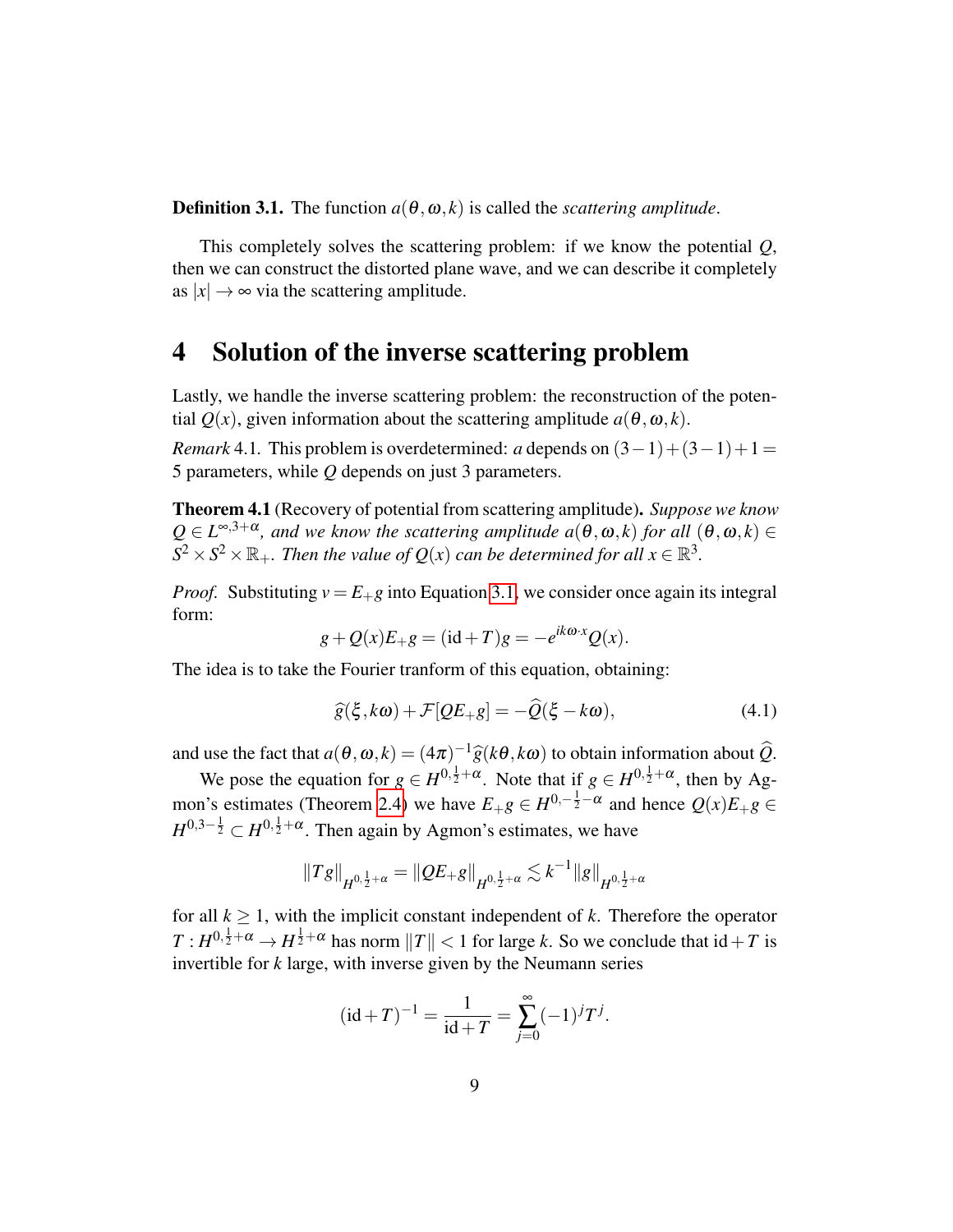**Definition 3.1.** The function $a(\theta, \omega, k)$ is called the *scattering amplitude*.

This completely solves the scattering problem: if we know the potential $Q$, then we can construct the distorted plane wave, and we can describe it completely as $|x| \to \infty$ via the scattering amplitude.

# 4 Solution of the inverse scattering problem

Lastly, we handle the inverse scattering problem: the reconstruction of the potential $Q(x)$, given information about the scattering amplitude $a(\theta, \omega, k)$.

*Remark* 4.1. This problem is overdetermined: $a$ depends on $(3-1)+(3-1)+1 = 5$ parameters, while $Q$ depends on just 3 parameters.

**Theorem 4.1** (Recovery of potential from scattering amplitude)**.** *Suppose we know $Q \in L^{\infty,3+\alpha}$, and we know the scattering amplitude $a(\theta, \omega, k)$ for all $(\theta, \omega, k) \in S^2 \times S^2 \times \mathbb{R}_+$. Then the value of $Q(x)$ can be determined for all $x \in \mathbb{R}^3$.*

*Proof.* Substituting $v = E_+ g$ into Equation 3.1, we consider once again its integral form:

$$g + Q(x)E_+ g = (\mathrm{id} + T)g = -e^{ik\omega \cdot x}Q(x).$$

The idea is to take the Fourier tranform of this equation, obtaining:

$$\widehat{g}(\xi, k\omega) + \mathcal{F}[QE_+ g] = -\widehat{Q}(\xi - k\omega), \tag{4.1}$$

and use the fact that $a(\theta, \omega, k) = (4\pi)^{-1}\widehat{g}(k\theta, k\omega)$ to obtain information about $\widehat{Q}$.

We pose the equation for $g \in H^{0,\frac{1}{2}+\alpha}$. Note that if $g \in H^{0,\frac{1}{2}+\alpha}$, then by Agmon's estimates (Theorem 2.4) we have $E_+ g \in H^{0,-\frac{1}{2}-\alpha}$ and hence $Q(x)E_+ g \in H^{0,3-\frac{1}{2}} \subset H^{0,\frac{1}{2}+\alpha}$. Then again by Agmon's estimates, we have

$$\|Tg\|_{H^{0,\frac{1}{2}+\alpha}} = \|QE_+ g\|_{H^{0,\frac{1}{2}+\alpha}} \lesssim k^{-1}\|g\|_{H^{0,\frac{1}{2}+\alpha}}$$

for all $k \geq 1$, with the implicit constant independent of $k$. Therefore the operator $T : H^{0,\frac{1}{2}+\alpha} \to H^{\frac{1}{2}+\alpha}$ has norm $\|T\| < 1$ for large $k$. So we conclude that $\mathrm{id} + T$ is invertible for $k$ large, with inverse given by the Neumann series

$$(\mathrm{id} + T)^{-1} = \frac{1}{\mathrm{id} + T} = \sum_{j=0}^{\infty} (-1)^j T^j.$$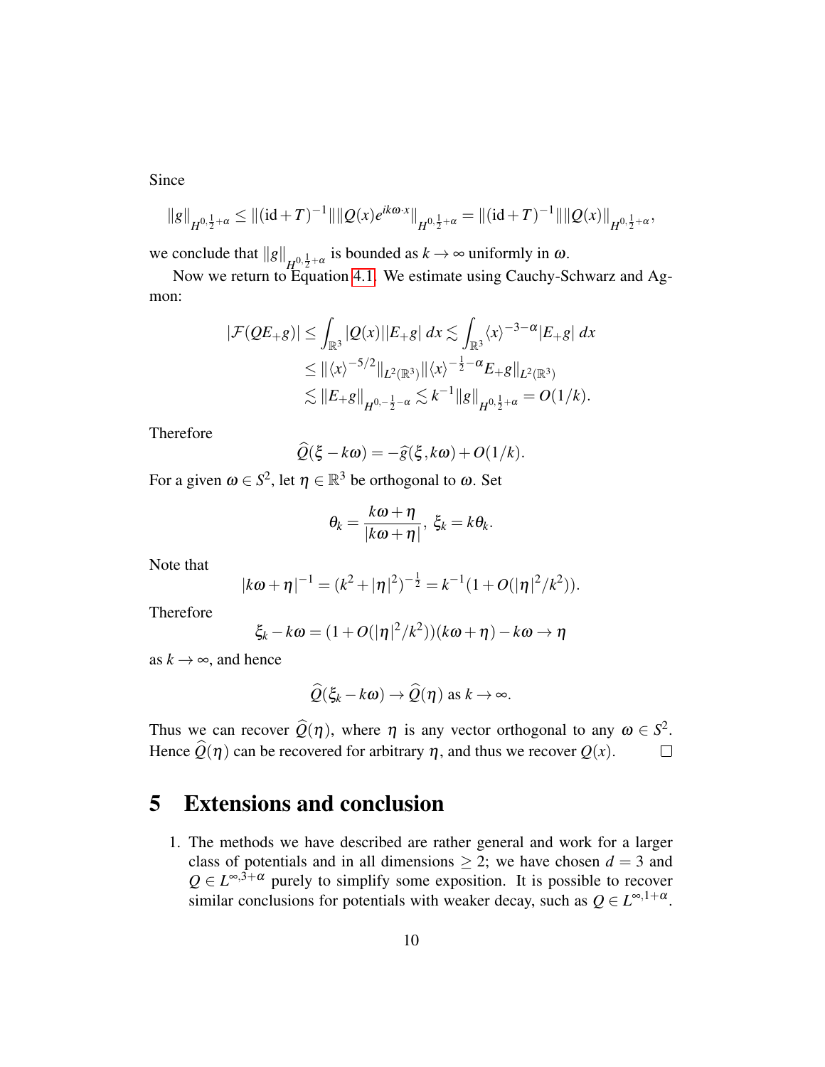Since

$$\|g\|_{H^{0,\frac{1}{2}+\alpha}} \leq \|(\mathrm{id}+T)^{-1}\|\|Q(x)e^{ik\omega\cdot x}\|_{H^{0,\frac{1}{2}+\alpha}} = \|(\mathrm{id}+T)^{-1}\|\|Q(x)\|_{H^{0,\frac{1}{2}+\alpha}},$$

we conclude that $\|g\|_{H^{0,\frac{1}{2}+\alpha}}$ is bounded as $k \to \infty$ uniformly in $\omega$.

Now we return to Equation 4.1. We estimate using Cauchy-Schwarz and Agmon:

$$\begin{aligned}
|\mathcal{F}(QE_+g)| &\leq \int_{\mathbb{R}^3} |Q(x)||E_+g| \, dx \lesssim \int_{\mathbb{R}^3} \langle x\rangle^{-3-\alpha}|E_+g| \, dx \\
&\leq \|\langle x\rangle^{-5/2}\|_{L^2(\mathbb{R}^3)}\|\langle x\rangle^{-\frac{1}{2}-\alpha}E_+g\|_{L^2(\mathbb{R}^3)} \\
&\lesssim \|E_+g\|_{H^{0,-\frac{1}{2}-\alpha}} \lesssim k^{-1}\|g\|_{H^{0,\frac{1}{2}+\alpha}} = O(1/k).
\end{aligned}$$

Therefore

$$\widehat{Q}(\xi - k\omega) = -\widehat{g}(\xi, k\omega) + O(1/k).$$

For a given $\omega \in S^2$, let $\eta \in \mathbb{R}^3$ be orthogonal to $\omega$. Set

$$\theta_k = \frac{k\omega + \eta}{|k\omega + \eta|}, \; \xi_k = k\theta_k.$$

Note that

$$|k\omega + \eta|^{-1} = (k^2 + |\eta|^2)^{-\frac{1}{2}} = k^{-1}(1 + O(|\eta|^2/k^2)).$$

Therefore

$$\xi_k - k\omega = (1 + O(|\eta|^2/k^2))(k\omega + \eta) - k\omega \to \eta$$

as $k \to \infty$, and hence

$$\widehat{Q}(\xi_k - k\omega) \to \widehat{Q}(\eta) \text{ as } k \to \infty.$$

Thus we can recover $\widehat{Q}(\eta)$, where $\eta$ is any vector orthogonal to any $\omega \in S^2$. Hence $\widehat{Q}(\eta)$ can be recovered for arbitrary $\eta$, and thus we recover $Q(x)$. $\square$

# 5 Extensions and conclusion

1. The methods we have described are rather general and work for a larger class of potentials and in all dimensions $\geq 2$; we have chosen $d = 3$ and $Q \in L^{\infty,3+\alpha}$ purely to simplify some exposition. It is possible to recover similar conclusions for potentials with weaker decay, such as $Q \in L^{\infty,1+\alpha}$.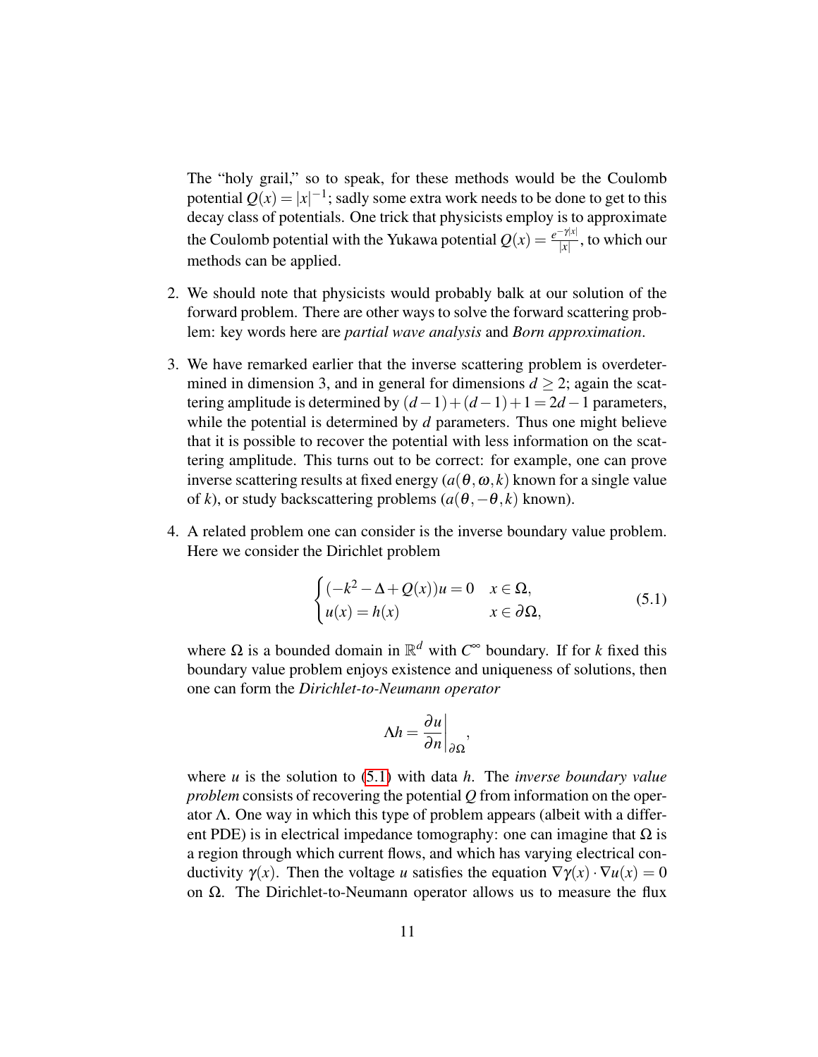The "holy grail," so to speak, for these methods would be the Coulomb potential $Q(x) = |x|^{-1}$; sadly some extra work needs to be done to get to this decay class of potentials. One trick that physicists employ is to approximate the Coulomb potential with the Yukawa potential $Q(x) = \frac{e^{-\gamma|x|}}{|x|}$, to which our methods can be applied.

2. We should note that physicists would probably balk at our solution of the forward problem. There are other ways to solve the forward scattering problem: key words here are *partial wave analysis* and *Born approximation*.

3. We have remarked earlier that the inverse scattering problem is overdetermined in dimension 3, and in general for dimensions $d \geq 2$; again the scattering amplitude is determined by $(d-1)+(d-1)+1 = 2d-1$ parameters, while the potential is determined by $d$ parameters. Thus one might believe that it is possible to recover the potential with less information on the scattering amplitude. This turns out to be correct: for example, one can prove inverse scattering results at fixed energy ($a(\theta, \omega, k)$ known for a single value of $k$), or study backscattering problems ($a(\theta, -\theta, k)$ known).

4. A related problem one can consider is the inverse boundary value problem. Here we consider the Dirichlet problem

$$
\begin{cases} (-k^2 - \Delta + Q(x))u = 0 & x \in \Omega, \\ u(x) = h(x) & x \in \partial\Omega, \end{cases} \tag{5.1}
$$

where $\Omega$ is a bounded domain in $\mathbb{R}^d$ with $C^\infty$ boundary. If for $k$ fixed this boundary value problem enjoys existence and uniqueness of solutions, then one can form the *Dirichlet-to-Neumann operator*

$$
\Lambda h = \left.\frac{\partial u}{\partial n}\right|_{\partial\Omega},
$$

where $u$ is the solution to (5.1) with data $h$. The *inverse boundary value problem* consists of recovering the potential $Q$ from information on the operator $\Lambda$. One way in which this type of problem appears (albeit with a different PDE) is in electrical impedance tomography: one can imagine that $\Omega$ is a region through which current flows, and which has varying electrical conductivity $\gamma(x)$. Then the voltage $u$ satisfies the equation $\nabla\gamma(x) \cdot \nabla u(x) = 0$ on $\Omega$. The Dirichlet-to-Neumann operator allows us to measure the flux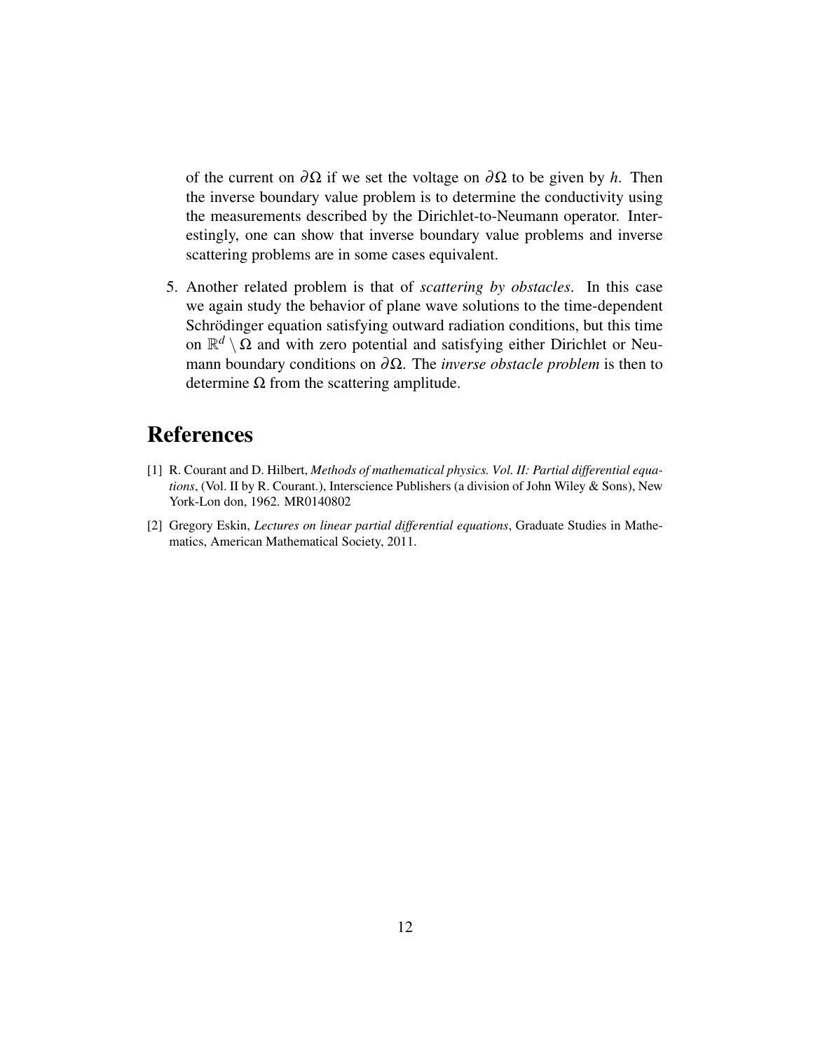of the current on $\partial\Omega$ if we set the voltage on $\partial\Omega$ to be given by $h$. Then the inverse boundary value problem is to determine the conductivity using the measurements described by the Dirichlet-to-Neumann operator. Interestingly, one can show that inverse boundary value problems and inverse scattering problems are in some cases equivalent.

5. Another related problem is that of *scattering by obstacles*. In this case we again study the behavior of plane wave solutions to the time-dependent Schrödinger equation satisfying outward radiation conditions, but this time on $\mathbb{R}^d \setminus \Omega$ and with zero potential and satisfying either Dirichlet or Neumann boundary conditions on $\partial\Omega$. The *inverse obstacle problem* is then to determine $\Omega$ from the scattering amplitude.

# References

[1] R. Courant and D. Hilbert, *Methods of mathematical physics. Vol. II: Partial differential equations*, (Vol. II by R. Courant.), Interscience Publishers (a division of John Wiley & Sons), New York-Lon don, 1962. MR0140802

[2] Gregory Eskin, *Lectures on linear partial differential equations*, Graduate Studies in Mathematics, American Mathematical Society, 2011.